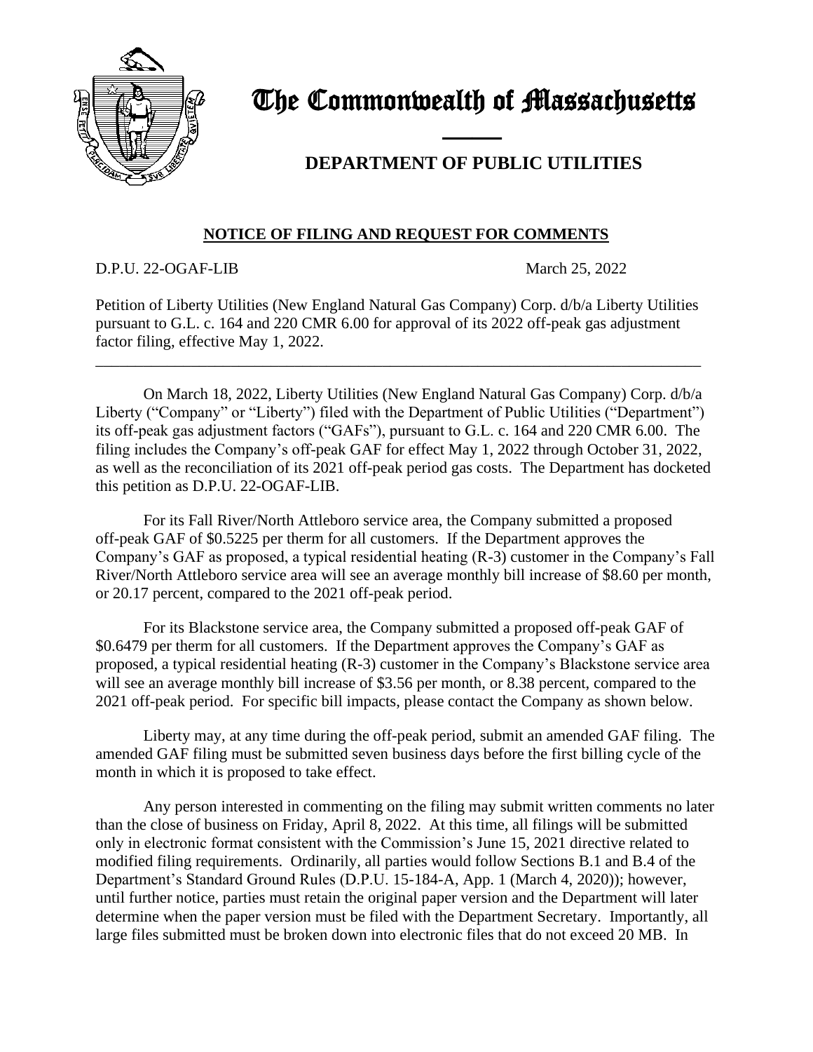# The Commonwealth of Massachusetts

## DEPARTMENT OF PUBLIC UTILITIES

**NOTICE OF FILING AND REQUEST FOR COMMENTS**

D.P.U. 22-OGAF-LIB March 25, 2022

Petition of Liberty Utilities (New England Natural Gas Company) Corp. d/b/a Liberty Utilities pursuant to G.L. c. 164 and 220 CMR 6.00 for approval of its 2022 off-peak gas adjustment factor filing, effective May 1, 2022.

---

On March 18, 2022, Liberty Utilities (New England Natural Gas Company) Corp. d/b/a Liberty ("Company" or "Liberty") filed with the Department of Public Utilities ("Department") its off-peak gas adjustment factors ("GAFs"), pursuant to G.L. c. 164 and 220 CMR 6.00. The filing includes the Company's off-peak GAF for effect May 1, 2022 through October 31, 2022, as well as the reconciliation of its 2021 off-peak period gas costs. The Department has docketed this petition as D.P.U. 22-OGAF-LIB.

For its Fall River/North Attleboro service area, the Company submitted a proposed off-peak GAF of $0.5225 per therm for all customers. If the Department approves the Company's GAF as proposed, a typical residential heating (R-3) customer in the Company's Fall River/North Attleboro service area will see an average monthly bill increase of $8.60 per month, or 20.17 percent, compared to the 2021 off-peak period.

For its Blackstone service area, the Company submitted a proposed off-peak GAF of $0.6479 per therm for all customers. If the Department approves the Company's GAF as proposed, a typical residential heating (R-3) customer in the Company's Blackstone service area will see an average monthly bill increase of $3.56 per month, or 8.38 percent, compared to the 2021 off-peak period. For specific bill impacts, please contact the Company as shown below.

Liberty may, at any time during the off-peak period, submit an amended GAF filing. The amended GAF filing must be submitted seven business days before the first billing cycle of the month in which it is proposed to take effect.

Any person interested in commenting on the filing may submit written comments no later than the close of business on Friday, April 8, 2022. At this time, all filings will be submitted only in electronic format consistent with the Commission's June 15, 2021 directive related to modified filing requirements. Ordinarily, all parties would follow Sections B.1 and B.4 of the Department's Standard Ground Rules (D.P.U. 15-184-A, App. 1 (March 4, 2020)); however, until further notice, parties must retain the original paper version and the Department will later determine when the paper version must be filed with the Department Secretary. Importantly, all large files submitted must be broken down into electronic files that do not exceed 20 MB. In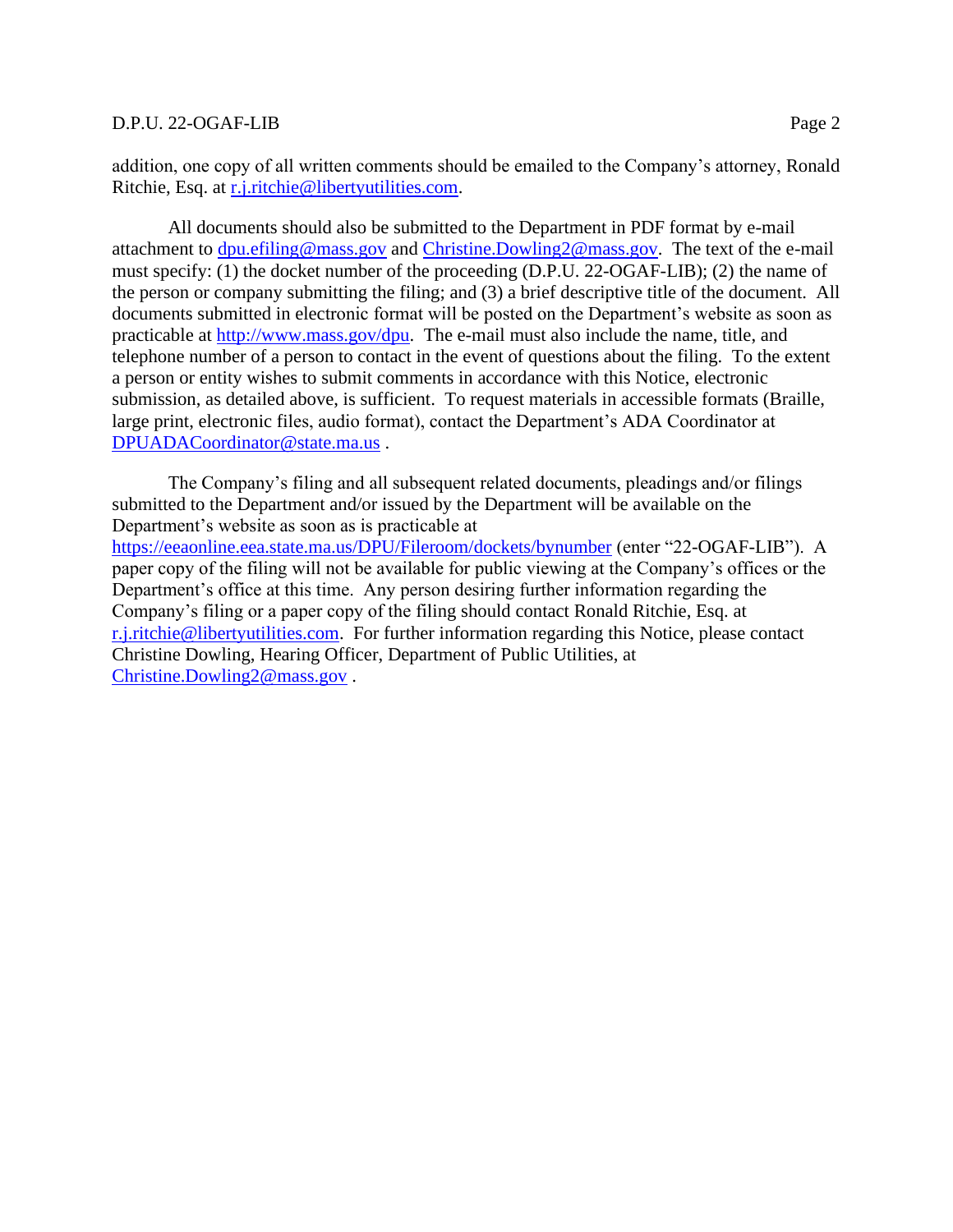addition, one copy of all written comments should be emailed to the Company's attorney, Ronald Ritchie, Esq. at r.j.ritchie@libertyutilities.com.

All documents should also be submitted to the Department in PDF format by e-mail attachment to dpu.efiling@mass.gov and Christine.Dowling2@mass.gov. The text of the e-mail must specify: (1) the docket number of the proceeding (D.P.U. 22-OGAF-LIB); (2) the name of the person or company submitting the filing; and (3) a brief descriptive title of the document. All documents submitted in electronic format will be posted on the Department's website as soon as practicable at http://www.mass.gov/dpu. The e-mail must also include the name, title, and telephone number of a person to contact in the event of questions about the filing. To the extent a person or entity wishes to submit comments in accordance with this Notice, electronic submission, as detailed above, is sufficient. To request materials in accessible formats (Braille, large print, electronic files, audio format), contact the Department's ADA Coordinator at DPUADACoordinator@state.ma.us .

The Company's filing and all subsequent related documents, pleadings and/or filings submitted to the Department and/or issued by the Department will be available on the Department's website as soon as is practicable at https://eeaonline.eea.state.ma.us/DPU/Fileroom/dockets/bynumber (enter "22-OGAF-LIB"). A paper copy of the filing will not be available for public viewing at the Company's offices or the Department's office at this time. Any person desiring further information regarding the Company's filing or a paper copy of the filing should contact Ronald Ritchie, Esq. at r.j.ritchie@libertyutilities.com. For further information regarding this Notice, please contact Christine Dowling, Hearing Officer, Department of Public Utilities, at Christine.Dowling2@mass.gov .